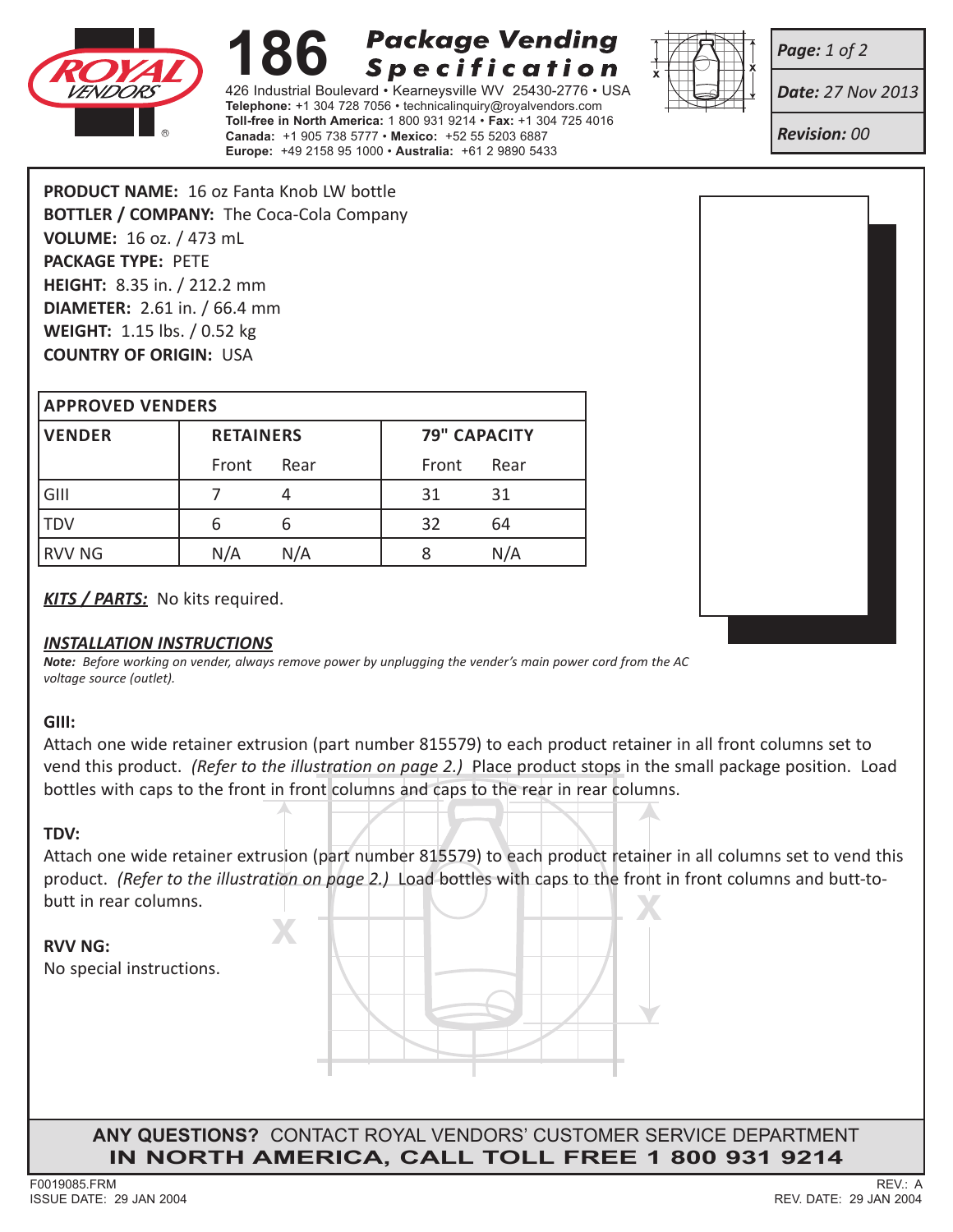# 186 Package Vending Specification

426 Industrial Boulevard • Kearneysville WV 25430-2776 • USA
**Telephone:** +1 304 728 7056 • technicalinquiry@royalvendors.com
**Toll-free in North America:** 1 800 931 9214 • **Fax:** +1 304 725 4016
**Canada:** +1 905 738 5777 • **Mexico:** +52 55 5203 6887
**Europe:** +49 2158 95 1000 • **Australia:** +61 2 9890 5433

***Page:** 1 of 2*
***Date:** 27 Nov 2013*
***Revision:** 00*

**PRODUCT NAME:** 16 oz Fanta Knob LW bottle
**BOTTLER / COMPANY:** The Coca-Cola Company
**VOLUME:** 16 oz. / 473 mL
**PACKAGE TYPE:** PETE
**HEIGHT:** 8.35 in. / 212.2 mm
**DIAMETER:** 2.61 in. / 66.4 mm
**WEIGHT:** 1.15 lbs. / 0.52 kg
**COUNTRY OF ORIGIN:** USA

| APPROVED VENDERS | | | | |
|---|---|---|---|---|
| **VENDER** | **RETAINERS** | | **79" CAPACITY** | |
| | Front | Rear | Front | Rear |
| GIII | 7 | 4 | 31 | 31 |
| TDV | 6 | 6 | 32 | 64 |
| RVV NG | N/A | N/A | 8 | N/A |

***KITS / PARTS:*** No kits required.

***INSTALLATION INSTRUCTIONS***

***Note:** Before working on vender, always remove power by unplugging the vender's main power cord from the AC voltage source (outlet).*

**GIII:**
Attach one wide retainer extrusion (part number 815579) to each product retainer in all front columns set to vend this product. *(Refer to the illustration on page 2.)* Place product stops in the small package position. Load bottles with caps to the front in front columns and caps to the rear in rear columns.

**TDV:**
Attach one wide retainer extrusion (part number 815579) to each product retainer in all columns set to vend this product. *(Refer to the illustration on page 2.)* Load bottles with caps to the front in front columns and butt-to-butt in rear columns.

**RVV NG:**
No special instructions.

**ANY QUESTIONS?** CONTACT ROYAL VENDORS' CUSTOMER SERVICE DEPARTMENT
**IN NORTH AMERICA, CALL TOLL FREE 1 800 931 9214**

F0019085.FRM
ISSUE DATE: 29 JAN 2004

REV.: A
REV. DATE: 29 JAN 2004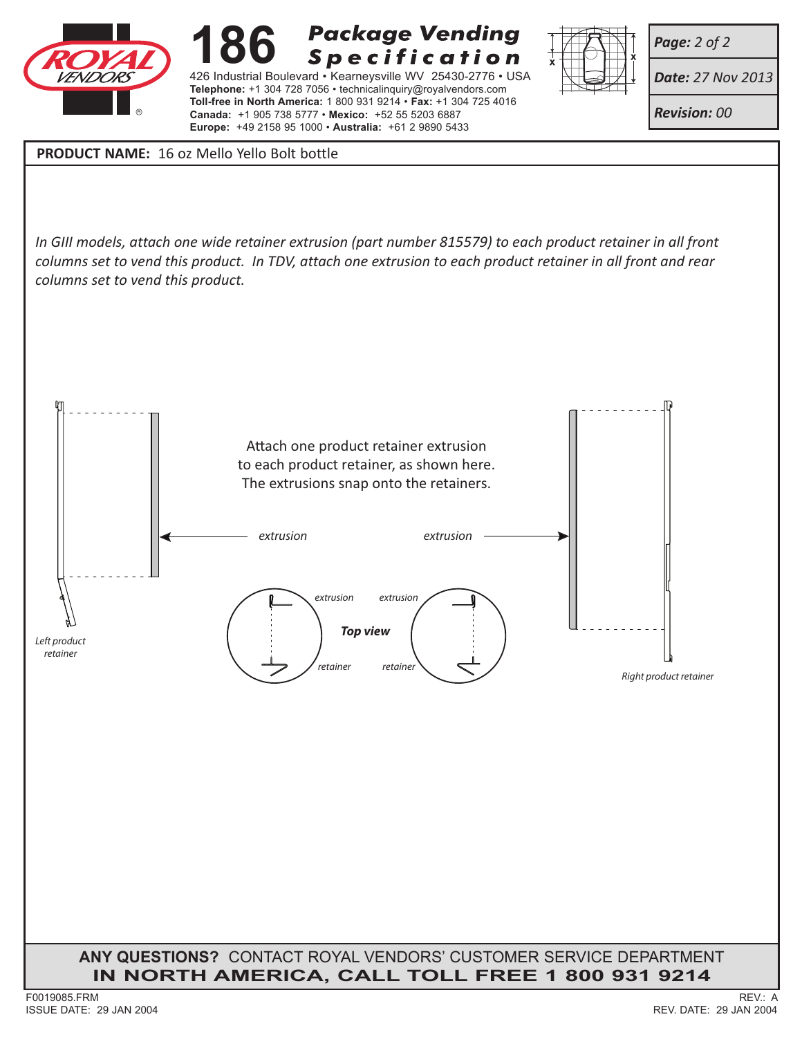**PRODUCT NAME:** 16 oz Mello Yello Bolt bottle

*In GIII models, attach one wide retainer extrusion (part number 815579) to each product retainer in all front columns set to vend this product. In TDV, attach one extrusion to each product retainer in all front and rear columns set to vend this product.*

Attach one product retainer extrusion to each product retainer, as shown here. The extrusions snap onto the retainers.

*extrusion*

*extrusion*

*Left product retainer*

*Right product retainer*

***Top view***

*extrusion*

*retainer*

*extrusion*

*retainer*

**ANY QUESTIONS?** CONTACT ROYAL VENDORS' CUSTOMER SERVICE DEPARTMENT
**IN NORTH AMERICA, CALL TOLL FREE 1 800 931 9214**